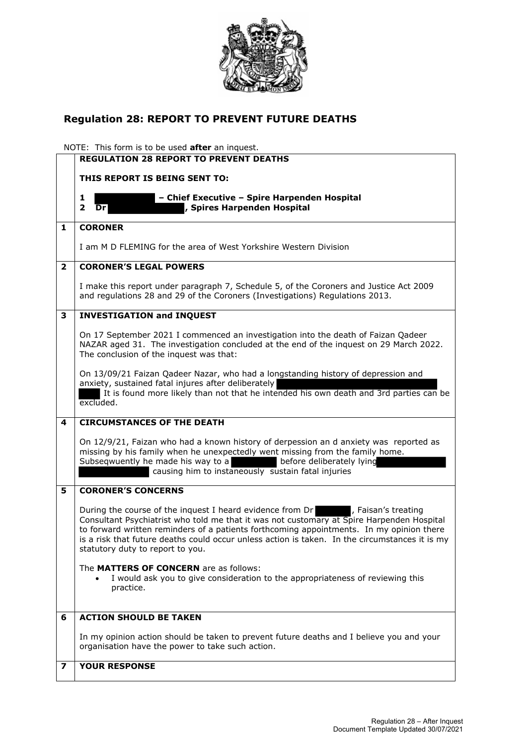## Regulation 28: REPORT TO PREVENT FUTURE DEATHS

NOTE: This form is to be used **after** an inquest.

**REGULATION 28 REPORT TO PREVENT DEATHS**

**THIS REPORT IS BEING SENT TO:**

**1 – Chief Executive – Spire Harpenden Hospital**
**2 Dr , Spires Harpenden Hospital**

| | |
|---|---|
| **1** | **CORONER**<br><br>I am M D FLEMING for the area of West Yorkshire Western Division |
| **2** | **CORONER'S LEGAL POWERS**<br><br>I make this report under paragraph 7, Schedule 5, of the Coroners and Justice Act 2009 and regulations 28 and 29 of the Coroners (Investigations) Regulations 2013. |
| **3** | **INVESTIGATION and INQUEST**<br><br>On 17 September 2021 I commenced an investigation into the death of Faizan Qadeer NAZAR aged 31. The investigation concluded at the end of the inquest on 29 March 2022. The conclusion of the inquest was that:<br><br>On 13/09/21 Faizan Qadeer Nazar, who had a longstanding history of depression and anxiety, sustained fatal injures after deliberately It is found more likely than not that he intended his own death and 3rd parties can be excluded. |
| **4** | **CIRCUMSTANCES OF THE DEATH**<br><br>On 12/9/21, Faizan who had a known history of derpession an d anxiety was reported as missing by his family when he unexpectedly went missing from the family home. Subseqwuently he made his way to a before deliberately lying causing him to instaneously sustain fatal injuries |
| **5** | **CORONER'S CONCERNS**<br><br>During the course of the inquest I heard evidence from Dr , Faisan's treating Consultant Psychiatrist who told me that it was not customary at Spire Harpenden Hospital to forward written reminders of a patients forthcoming appointments. In my opinion there is a risk that future deaths could occur unless action is taken. In the circumstances it is my statutory duty to report to you.<br><br>The **MATTERS OF CONCERN** are as follows:<br>• I would ask you to give consideration to the appropriateness of reviewing this practice. |
| **6** | **ACTION SHOULD BE TAKEN**<br><br>In my opinion action should be taken to prevent future deaths and I believe you and your organisation have the power to take such action. |
| **7** | **YOUR RESPONSE** |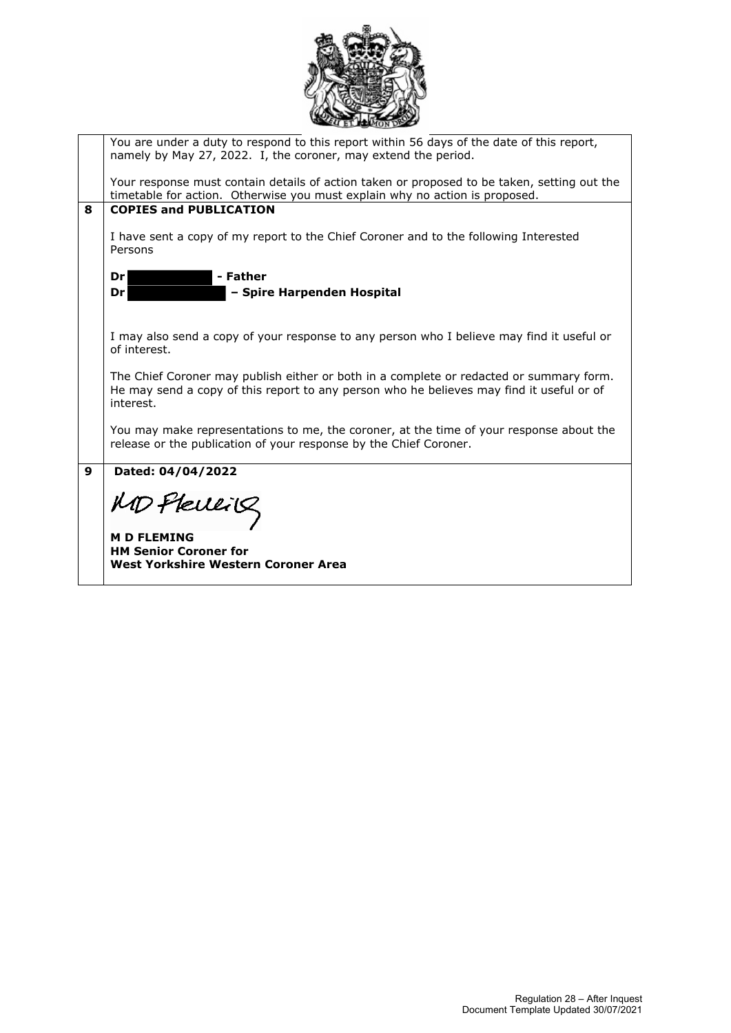|   |   |
|---|---|
|   | You are under a duty to respond to this report within 56 days of the date of this report, namely by May 27, 2022. I, the coroner, may extend the period.<br><br>Your response must contain details of action taken or proposed to be taken, setting out the timetable for action. Otherwise you must explain why no action is proposed. |
| **8** | **COPIES and PUBLICATION**<br><br>I have sent a copy of my report to the Chief Coroner and to the following Interested Persons<br><br>**Dr [REDACTED] - Father**<br>**Dr [REDACTED] – Spire Harpenden Hospital**<br><br>I may also send a copy of your response to any person who I believe may find it useful or of interest.<br><br>The Chief Coroner may publish either or both in a complete or redacted or summary form. He may send a copy of this report to any person who he believes may find it useful or of interest.<br><br>You may make representations to me, the coroner, at the time of your response about the release or the publication of your response by the Chief Coroner. |
| **9** | **Dated: 04/04/2022**<br><br>MD Fleming<br><br>**M D FLEMING**<br>**HM Senior Coroner for**<br>**West Yorkshire Western Coroner Area** |

Regulation 28 – After Inquest
Document Template Updated 30/07/2021